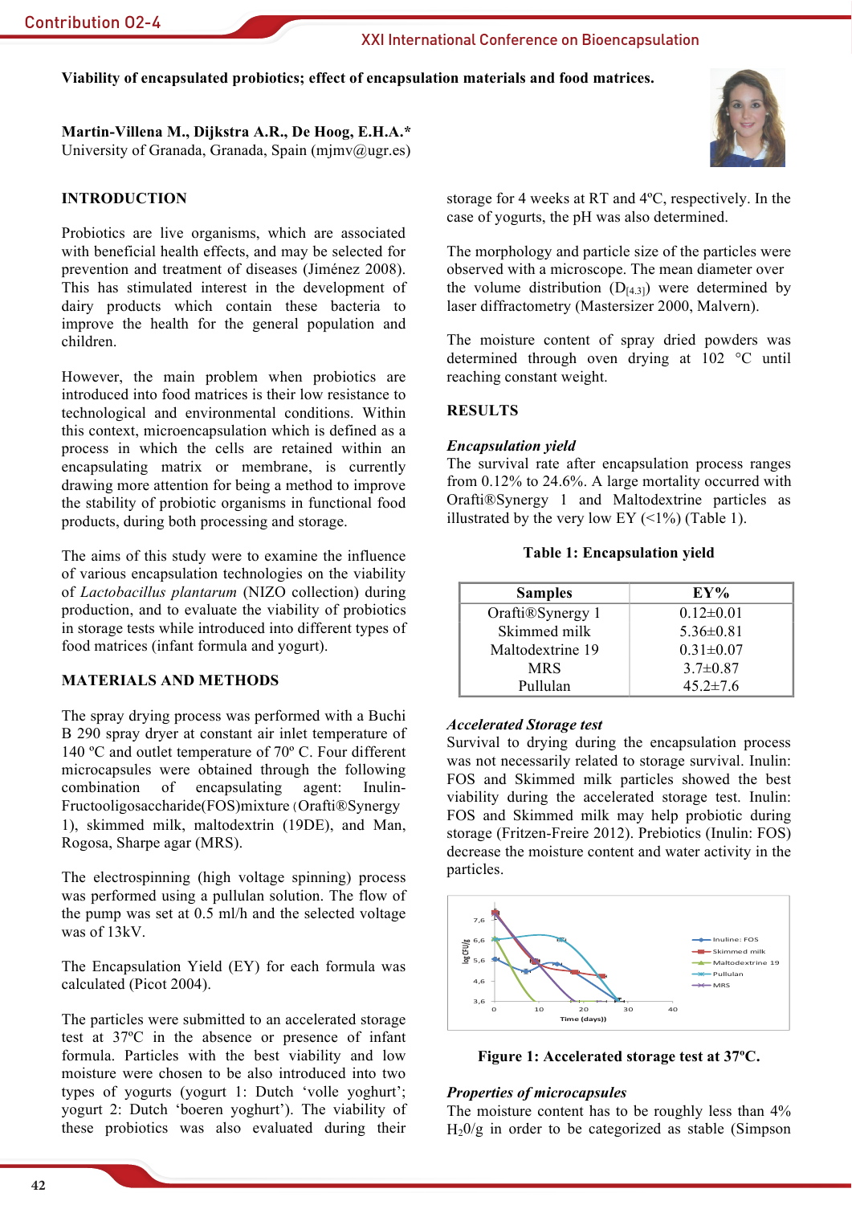Viability of encapsulated probiotics; effect of encapsulation materials and food matrices.

**Martin-Villena M., Dijkstra A.R., De Hoog, E.H.A.***
University of Granada, Granada, Spain (mjmv@ugr.es)

## INTRODUCTION

Probiotics are live organisms, which are associated with beneficial health effects, and may be selected for prevention and treatment of diseases (Jiménez 2008). This has stimulated interest in the development of dairy products which contain these bacteria to improve the health for the general population and children.

However, the main problem when probiotics are introduced into food matrices is their low resistance to technological and environmental conditions. Within this context, microencapsulation which is defined as a process in which the cells are retained within an encapsulating matrix or membrane, is currently drawing more attention for being a method to improve the stability of probiotic organisms in functional food products, during both processing and storage.

The aims of this study were to examine the influence of various encapsulation technologies on the viability of *Lactobacillus plantarum* (NIZO collection) during production, and to evaluate the viability of probiotics in storage tests while introduced into different types of food matrices (infant formula and yogurt).

## MATERIALS AND METHODS

The spray drying process was performed with a Buchi B 290 spray dryer at constant air inlet temperature of 140 ºC and outlet temperature of 70º C. Four different microcapsules were obtained through the following combination of encapsulating agent: Inulin-Fructooligosaccharide(FOS)mixture (Orafti®Synergy 1), skimmed milk, maltodextrin (19DE), and Man, Rogosa, Sharpe agar (MRS).

The electrospinning (high voltage spinning) process was performed using a pullulan solution. The flow of the pump was set at 0.5 ml/h and the selected voltage was of 13kV.

The Encapsulation Yield (EY) for each formula was calculated (Picot 2004).

The particles were submitted to an accelerated storage test at 37ºC in the absence or presence of infant formula. Particles with the best viability and low moisture content were chosen to be also introduced into two types of yogurts (yogurt 1: Dutch 'volle yoghurt'; yogurt 2: Dutch 'boeren yoghurt'). The viability of these probiotics was also evaluated during their storage for 4 weeks at RT and 4ºC, respectively. In the case of yogurts, the pH was also determined.

The morphology and particle size of the particles were observed with a microscope. The mean diameter over the volume distribution ($D_{[4.3]}$) were determined by laser diffractometry (Mastersizer 2000, Malvern).

The moisture content of spray dried powders was determined through oven drying at 102 °C until reaching constant weight.

## RESULTS

### *Encapsulation yield*

The survival rate after encapsulation process ranges from 0.12% to 24.6%. A large mortality occurred with Orafti®Synergy 1 and Maltodextrine particles as illustrated by the very low EY (<1%) (Table 1).

**Table 1: Encapsulation yield**

| Samples | EY% |
|---|---|
| Orafti®Synergy 1 | 0.12±0.01 |
| Skimmed milk | 5.36±0.81 |
| Maltodextrine 19 | 0.31±0.07 |
| MRS | 3.7±0.87 |
| Pullulan | 45.2±7.6 |

### *Accelerated Storage test*

Survival to drying during the encapsulation process was not necessarily related to storage survival. Inulin: FOS and Skimmed milk particles showed the best viability during the accelerated storage test. Inulin: FOS and Skimmed milk may help probiotic during storage (Fritzen-Freire 2012). Prebiotics (Inulin: FOS) decrease the moisture content and water activity in the particles.

**Figure 1: Accelerated storage test at 37ºC.**

### *Properties of microcapsules*

The moisture content has to be roughly less than 4% $H_20$/g in order to be categorized as stable (Simpson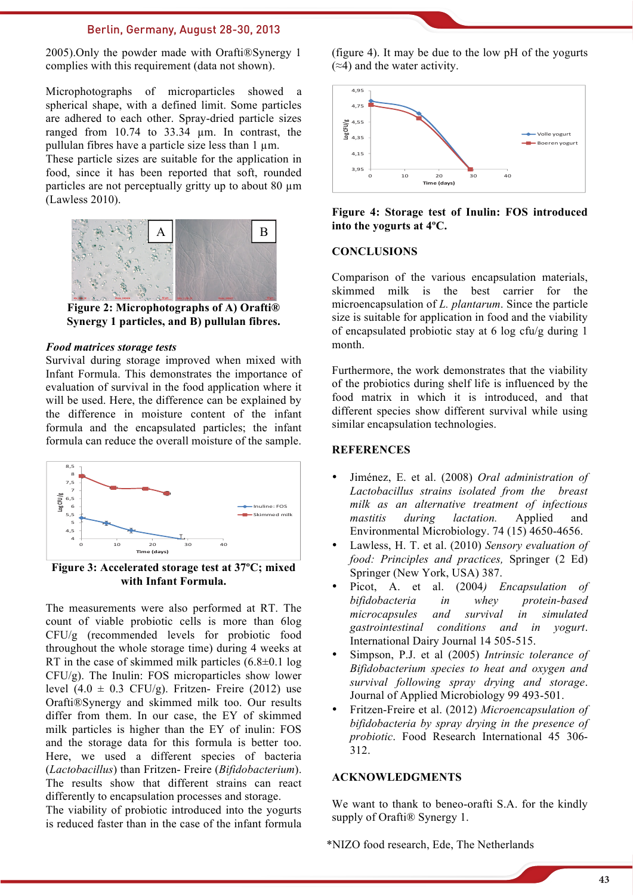2005).Only the powder made with Orafti®Synergy 1 complies with this requirement (data not shown).

Microphotographs of microparticles showed a spherical shape, with a defined limit. Some particles are adhered to each other. Spray-dried particle sizes ranged from 10.74 to 33.34 µm. In contrast, the pullulan fibres have a particle size less than 1 µm. These particle sizes are suitable for the application in food, since it has been reported that soft, rounded particles are not perceptually gritty up to about 80 µm (Lawless 2010).

A

B

**Figure 2: Microphotographs of A) Orafti® Synergy 1 particles, and B) pullulan fibres.**

### *Food matrices storage tests*

Survival during storage improved when mixed with Infant Formula. This demonstrates the importance of evaluation of survival in the food application where it will be used. Here, the difference can be explained by the difference in moisture content of the infant formula and the encapsulated particles; the infant formula can reduce the overall moisture of the sample.

8,5
8
7,5
7
6,5
6
5,5
5
4,5
4
Log CFU/g
0
10
20
30
40
Time (days)
Inuline: FOS
Skimmed milk

**Figure 3: Accelerated storage test at 37ºC; mixed with Infant Formula.**

The measurements were also performed at RT. The count of viable probiotic cells is more than 6log CFU/g (recommended levels for probiotic food throughout the whole storage time) during 4 weeks at RT in the case of skimmed milk particles (6.8±0.1 log CFU/g). The Inulin: FOS microparticles show lower level (4.0 ± 0.3 CFU/g). Fritzen- Freire (2012) use Orafti®Synergy and skimmed milk too. Our results differ from them. In our case, the EY of skimmed milk particles is higher than the EY of inulin: FOS and the storage data for this formula is better too. Here, we used a different species of bacteria (*Lactobacillus*) than Fritzen- Freire (*Bifidobacterium*). The results show that different strains can react differently to encapsulation processes and storage.
The viability of probiotic introduced into the yogurts is reduced faster than in the case of the infant formula (figure 4). It may be due to the low pH of the yogurts (≈4) and the water activity.

4,95
4,75
4,55
4,35
4,15
3,95
Log CFU/g
0
10
20
30
40
Time (days)
Volle yogurt
Boeren yogurt

**Figure 4: Storage test of Inulin: FOS introduced into the yogurts at 4ºC.**

## CONCLUSIONS

Comparison of the various encapsulation materials, skimmed milk is the best carrier for the microencapsulation of *L. plantarum*. Since the particle size is suitable for application in food and the viability of encapsulated probiotic stay at 6 log cfu/g during 1 month.

Furthermore, the work demonstrates that the viability of the probiotics during shelf life is influenced by the food matrix in which it is introduced, and that different species show different survival while using similar encapsulation technologies.

## REFERENCES

- Jiménez, E. et al. (2008) *Oral administration of Lactobacillus strains isolated from the breast milk as an alternative treatment of infectious mastitis during lactation.* Applied and Environmental Microbiology. 74 (15) 4650-4656.
- Lawless, H. T. et al. (2010) *Sensory evaluation of food: Principles and practices,* Springer (2 Ed) Springer (New York, USA) 387.
- Picot, A. et al. (2004*) Encapsulation of bifidobacteria in whey protein-based microcapsules and survival in simulated gastrointestinal conditions and in yogurt*. International Dairy Journal 14 505-515.
- Simpson, P.J. et al (2005) *Intrinsic tolerance of Bifidobacterium species to heat and oxygen and survival following spray drying and storage*. Journal of Applied Microbiology 99 493-501.
- Fritzen-Freire et al. (2012) *Microencapsulation of bifidobacteria by spray drying in the presence of probiotic*. Food Research International 45 306-312.

## ACKNOWLEDGMENTS

We want to thank to beneo-orafti S.A. for the kindly supply of Orafti® Synergy 1.

*NIZO food research, Ede, The Netherlands